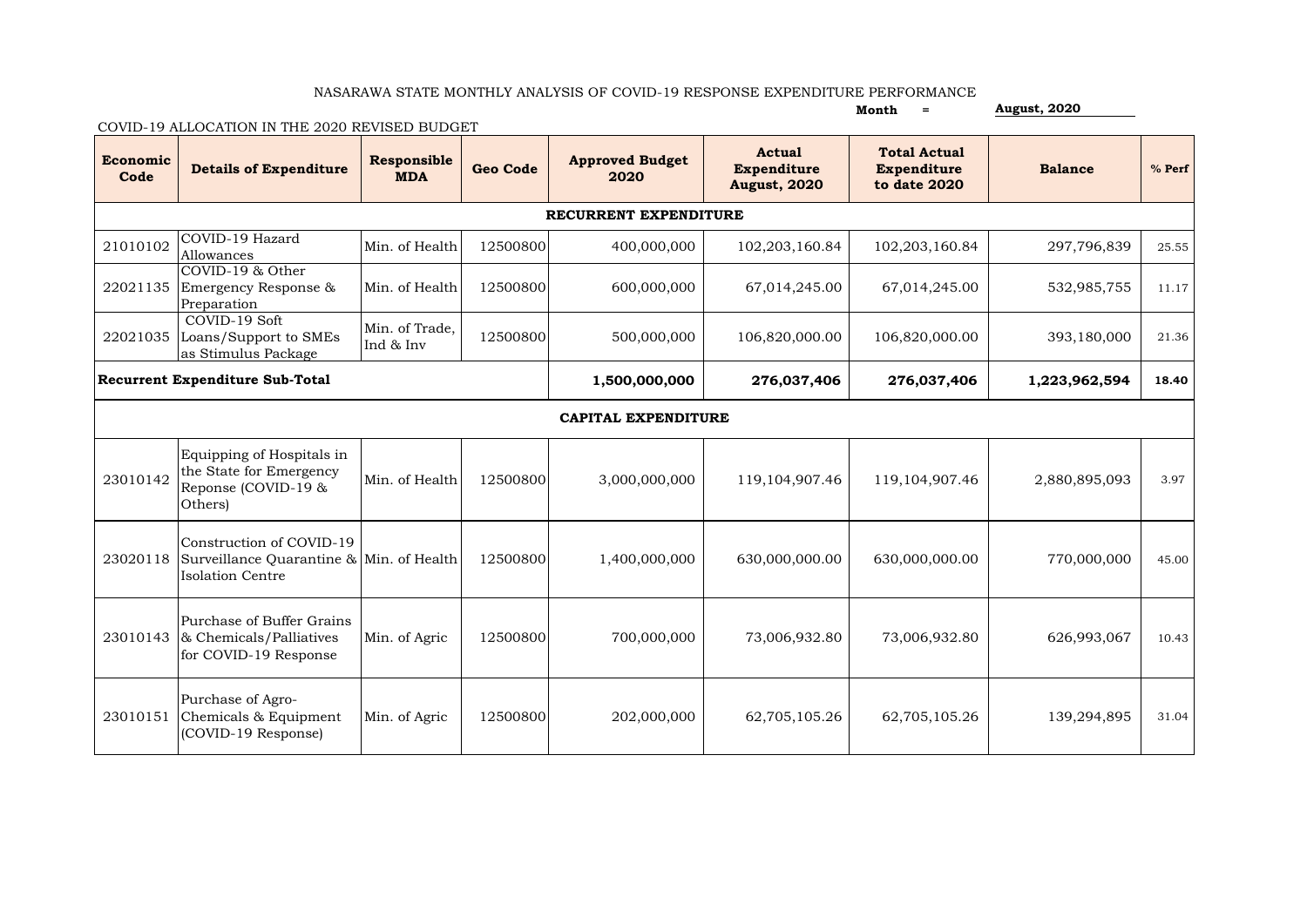NASARAWA STATE MONTHLY ANALYSIS OF COVID-19 RESPONSE EXPENDITURE PERFORMANCE

**Month = August, 2020**

COVID-19 ALLOCATION IN THE 2020 REVISED BUDGET

| Economic Code | Details of Expenditure | Responsible MDA | Geo Code | Approved Budget 2020 | Actual Expenditure August, 2020 | Total Actual Expenditure to date 2020 | Balance | % Perf |
|---|---|---|---|---|---|---|---|---|
| **RECURRENT EXPENDITURE** | | | | | | | | |
| 21010102 | COVID-19 Hazard Allowances | Min. of Health | 12500800 | 400,000,000 | 102,203,160.84 | 102,203,160.84 | 297,796,839 | 25.55 |
| 22021135 | COVID-19 & Other Emergency Response & Preparation | Min. of Health | 12500800 | 600,000,000 | 67,014,245.00 | 67,014,245.00 | 532,985,755 | 11.17 |
| 22021035 | COVID-19 Soft Loans/Support to SMEs as Stimulus Package | Min. of Trade, Ind & Inv | 12500800 | 500,000,000 | 106,820,000.00 | 106,820,000.00 | 393,180,000 | 21.36 |
| **Recurrent Expenditure Sub-Total** | | | | **1,500,000,000** | **276,037,406** | **276,037,406** | **1,223,962,594** | **18.40** |
| **CAPITAL EXPENDITURE** | | | | | | | | |
| 23010142 | Equipping of Hospitals in the State for Emergency Reponse (COVID-19 & Others) | Min. of Health | 12500800 | 3,000,000,000 | 119,104,907.46 | 119,104,907.46 | 2,880,895,093 | 3.97 |
| 23020118 | Construction of COVID-19 Surveillance Quarantine & Isolation Centre | Min. of Health | 12500800 | 1,400,000,000 | 630,000,000.00 | 630,000,000.00 | 770,000,000 | 45.00 |
| 23010143 | Purchase of Buffer Grains & Chemicals/Palliatives for COVID-19 Response | Min. of Agric | 12500800 | 700,000,000 | 73,006,932.80 | 73,006,932.80 | 626,993,067 | 10.43 |
| 23010151 | Purchase of Agro-Chemicals & Equipment (COVID-19 Response) | Min. of Agric | 12500800 | 202,000,000 | 62,705,105.26 | 62,705,105.26 | 139,294,895 | 31.04 |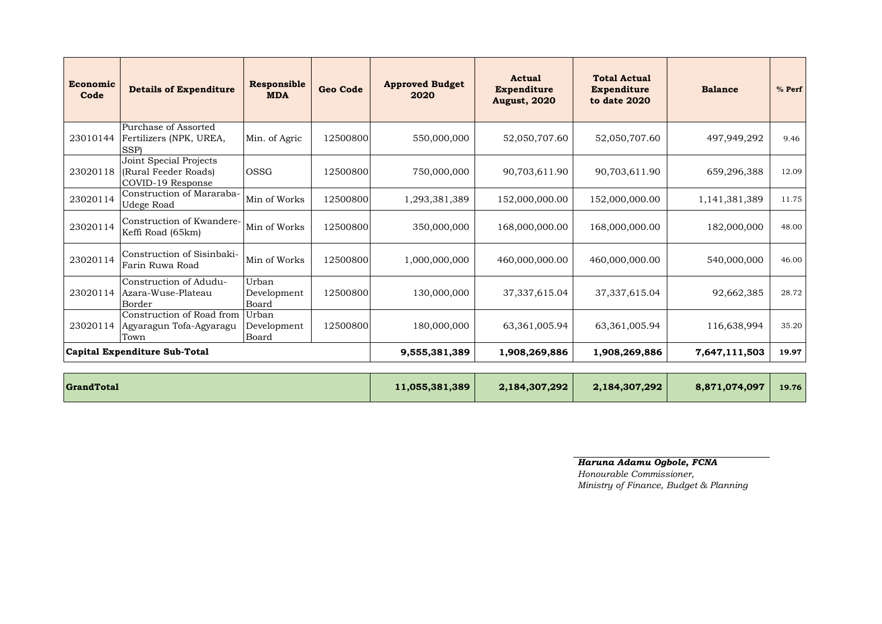| Economic Code | Details of Expenditure | Responsible MDA | Geo Code | Approved Budget 2020 | Actual Expenditure August, 2020 | Total Actual Expenditure to date 2020 | Balance | % Perf |
|---|---|---|---|---|---|---|---|---|
| 23010144 | Purchase of Assorted Fertilizers (NPK, UREA, SSP) | Min. of Agric | 12500800 | 550,000,000 | 52,050,707.60 | 52,050,707.60 | 497,949,292 | 9.46 |
| 23020118 | Joint Special Projects (Rural Feeder Roads) COVID-19 Response | OSSG | 12500800 | 750,000,000 | 90,703,611.90 | 90,703,611.90 | 659,296,388 | 12.09 |
| 23020114 | Construction of Mararaba-Udege Road | Min of Works | 12500800 | 1,293,381,389 | 152,000,000.00 | 152,000,000.00 | 1,141,381,389 | 11.75 |
| 23020114 | Construction of Kwandere-Keffi Road (65km) | Min of Works | 12500800 | 350,000,000 | 168,000,000.00 | 168,000,000.00 | 182,000,000 | 48.00 |
| 23020114 | Construction of Sisinbaki-Farin Ruwa Road | Min of Works | 12500800 | 1,000,000,000 | 460,000,000.00 | 460,000,000.00 | 540,000,000 | 46.00 |
| 23020114 | Construction of Adudu-Azara-Wuse-Plateau Border | Urban Development Board | 12500800 | 130,000,000 | 37,337,615.04 | 37,337,615.04 | 92,662,385 | 28.72 |
| 23020114 | Construction of Road from Agyaragun Tofa-Agyaragu Town | Urban Development Board | 12500800 | 180,000,000 | 63,361,005.94 | 63,361,005.94 | 116,638,994 | 35.20 |
| **Capital Expenditure Sub-Total** | | | | **9,555,381,389** | **1,908,269,886** | **1,908,269,886** | **7,647,111,503** | **19.97** |
| **GrandTotal** | | | | **11,055,381,389** | **2,184,307,292** | **2,184,307,292** | **8,871,074,097** | **19.76** |

***Haruna Adamu Ogbole, FCNA***
*Honourable Commissioner,*
*Ministry of Finance, Budget & Planning*